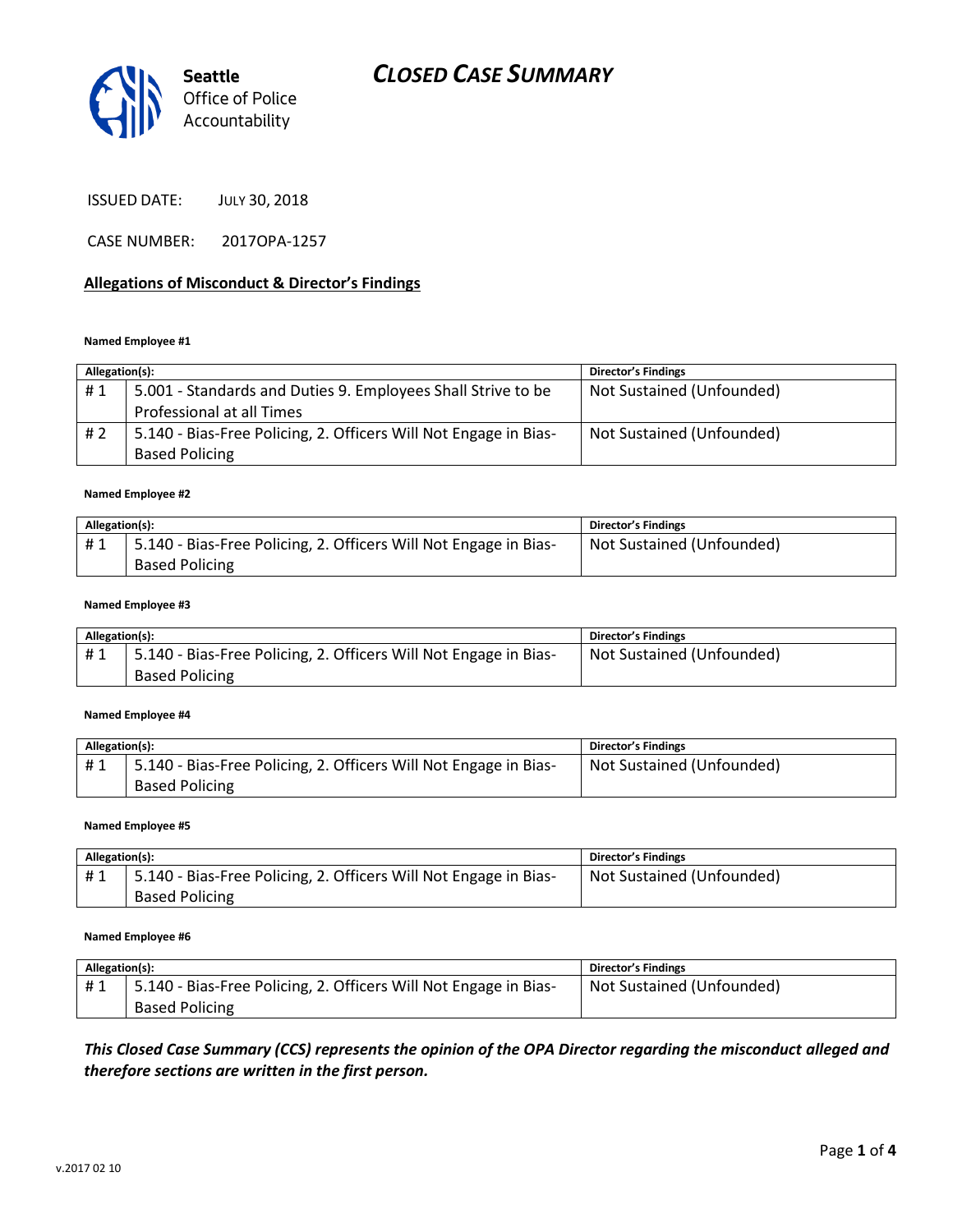# CLOSED CASE SUMMARY

Seattle Office of Police Accountability

ISSUED DATE: JULY 30, 2018

CASE NUMBER: 2017OPA-1257

## Allegations of Misconduct & Director's Findings

**Named Employee #1**

| Allegation(s): | | Director's Findings |
|---|---|---|
| # 1 | 5.001 - Standards and Duties 9. Employees Shall Strive to be Professional at all Times | Not Sustained (Unfounded) |
| # 2 | 5.140 - Bias-Free Policing, 2. Officers Will Not Engage in Bias-Based Policing | Not Sustained (Unfounded) |

**Named Employee #2**

| Allegation(s): | | Director's Findings |
|---|---|---|
| # 1 | 5.140 - Bias-Free Policing, 2. Officers Will Not Engage in Bias-Based Policing | Not Sustained (Unfounded) |

**Named Employee #3**

| Allegation(s): | | Director's Findings |
|---|---|---|
| # 1 | 5.140 - Bias-Free Policing, 2. Officers Will Not Engage in Bias-Based Policing | Not Sustained (Unfounded) |

**Named Employee #4**

| Allegation(s): | | Director's Findings |
|---|---|---|
| # 1 | 5.140 - Bias-Free Policing, 2. Officers Will Not Engage in Bias-Based Policing | Not Sustained (Unfounded) |

**Named Employee #5**

| Allegation(s): | | Director's Findings |
|---|---|---|
| # 1 | 5.140 - Bias-Free Policing, 2. Officers Will Not Engage in Bias-Based Policing | Not Sustained (Unfounded) |

**Named Employee #6**

| Allegation(s): | | Director's Findings |
|---|---|---|
| # 1 | 5.140 - Bias-Free Policing, 2. Officers Will Not Engage in Bias-Based Policing | Not Sustained (Unfounded) |

***This Closed Case Summary (CCS) represents the opinion of the OPA Director regarding the misconduct alleged and therefore sections are written in the first person.***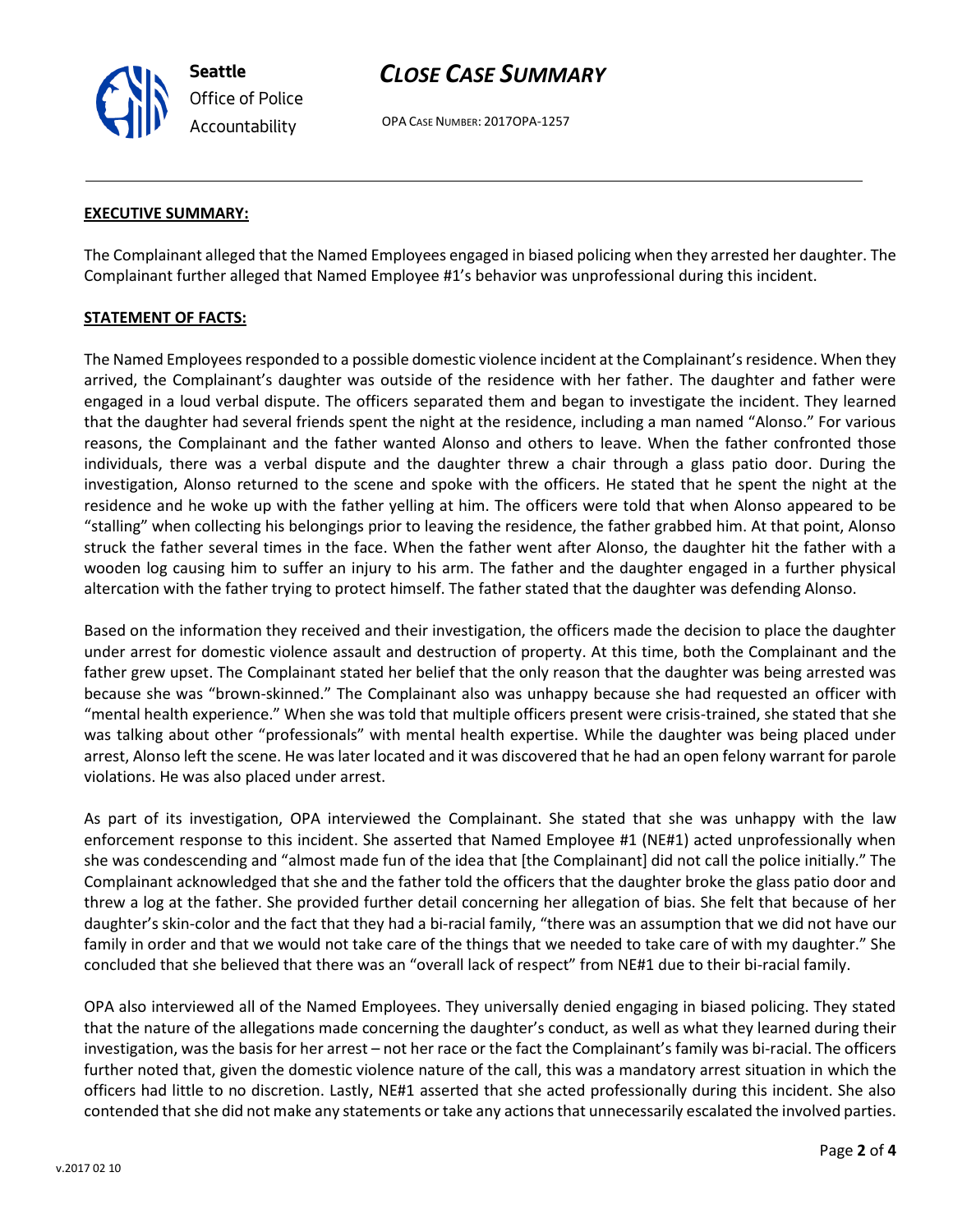## EXECUTIVE SUMMARY:

The Complainant alleged that the Named Employees engaged in biased policing when they arrested her daughter. The Complainant further alleged that Named Employee #1's behavior was unprofessional during this incident.

## STATEMENT OF FACTS:

The Named Employees responded to a possible domestic violence incident at the Complainant's residence. When they arrived, the Complainant's daughter was outside of the residence with her father. The daughter and father were engaged in a loud verbal dispute. The officers separated them and began to investigate the incident. They learned that the daughter had several friends spent the night at the residence, including a man named "Alonso." For various reasons, the Complainant and the father wanted Alonso and others to leave. When the father confronted those individuals, there was a verbal dispute and the daughter threw a chair through a glass patio door. During the investigation, Alonso returned to the scene and spoke with the officers. He stated that he spent the night at the residence and he woke up with the father yelling at him. The officers were told that when Alonso appeared to be "stalling" when collecting his belongings prior to leaving the residence, the father grabbed him. At that point, Alonso struck the father several times in the face. When the father went after Alonso, the daughter hit the father with a wooden log causing him to suffer an injury to his arm. The father and the daughter engaged in a further physical altercation with the father trying to protect himself. The father stated that the daughter was defending Alonso.

Based on the information they received and their investigation, the officers made the decision to place the daughter under arrest for domestic violence assault and destruction of property. At this time, both the Complainant and the father grew upset. The Complainant stated her belief that the only reason that the daughter was being arrested was because she was "brown-skinned." The Complainant also was unhappy because she had requested an officer with "mental health experience." When she was told that multiple officers present were crisis-trained, she stated that she was talking about other "professionals" with mental health expertise. While the daughter was being placed under arrest, Alonso left the scene. He was later located and it was discovered that he had an open felony warrant for parole violations. He was also placed under arrest.

As part of its investigation, OPA interviewed the Complainant. She stated that she was unhappy with the law enforcement response to this incident. She asserted that Named Employee #1 (NE#1) acted unprofessionally when she was condescending and "almost made fun of the idea that [the Complainant] did not call the police initially." The Complainant acknowledged that she and the father told the officers that the daughter broke the glass patio door and threw a log at the father. She provided further detail concerning her allegation of bias. She felt that because of her daughter's skin-color and the fact that they had a bi-racial family, "there was an assumption that we did not have our family in order and that we would not take care of the things that we needed to take care of with my daughter." She concluded that she believed that there was an "overall lack of respect" from NE#1 due to their bi-racial family.

OPA also interviewed all of the Named Employees. They universally denied engaging in biased policing. They stated that the nature of the allegations made concerning the daughter's conduct, as well as what they learned during their investigation, was the basis for her arrest – not her race or the fact the Complainant's family was bi-racial. The officers further noted that, given the domestic violence nature of the call, this was a mandatory arrest situation in which the officers had little to no discretion. Lastly, NE#1 asserted that she acted professionally during this incident. She also contended that she did not make any statements or take any actions that unnecessarily escalated the involved parties.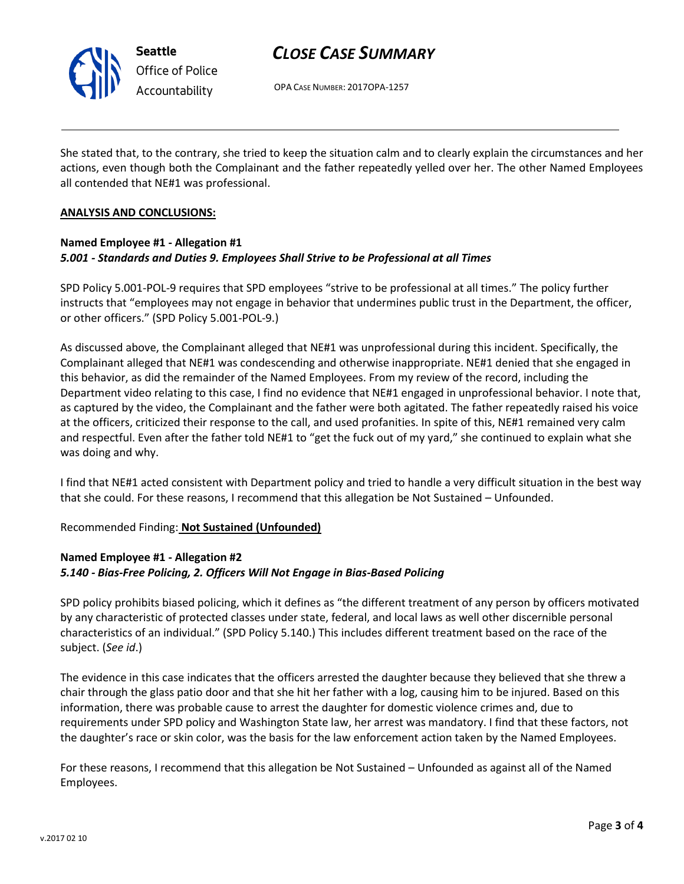She stated that, to the contrary, she tried to keep the situation calm and to clearly explain the circumstances and her actions, even though both the Complainant and the father repeatedly yelled over her. The other Named Employees all contended that NE#1 was professional.

**ANALYSIS AND CONCLUSIONS:**

**Named Employee #1 - Allegation #1**
***5.001 - Standards and Duties 9. Employees Shall Strive to be Professional at all Times***

SPD Policy 5.001-POL-9 requires that SPD employees "strive to be professional at all times." The policy further instructs that "employees may not engage in behavior that undermines public trust in the Department, the officer, or other officers." (SPD Policy 5.001-POL-9.)

As discussed above, the Complainant alleged that NE#1 was unprofessional during this incident. Specifically, the Complainant alleged that NE#1 was condescending and otherwise inappropriate. NE#1 denied that she engaged in this behavior, as did the remainder of the Named Employees. From my review of the record, including the Department video relating to this case, I find no evidence that NE#1 engaged in unprofessional behavior. I note that, as captured by the video, the Complainant and the father were both agitated. The father repeatedly raised his voice at the officers, criticized their response to the call, and used profanities. In spite of this, NE#1 remained very calm and respectful. Even after the father told NE#1 to "get the fuck out of my yard," she continued to explain what she was doing and why.

I find that NE#1 acted consistent with Department policy and tried to handle a very difficult situation in the best way that she could. For these reasons, I recommend that this allegation be Not Sustained – Unfounded.

Recommended Finding: **Not Sustained (Unfounded)**

**Named Employee #1 - Allegation #2**
***5.140 - Bias-Free Policing, 2. Officers Will Not Engage in Bias-Based Policing***

SPD policy prohibits biased policing, which it defines as "the different treatment of any person by officers motivated by any characteristic of protected classes under state, federal, and local laws as well other discernible personal characteristics of an individual." (SPD Policy 5.140.) This includes different treatment based on the race of the subject. (*See id*.)

The evidence in this case indicates that the officers arrested the daughter because they believed that she threw a chair through the glass patio door and that she hit her father with a log, causing him to be injured. Based on this information, there was probable cause to arrest the daughter for domestic violence crimes and, due to requirements under SPD policy and Washington State law, her arrest was mandatory. I find that these factors, not the daughter's race or skin color, was the basis for the law enforcement action taken by the Named Employees.

For these reasons, I recommend that this allegation be Not Sustained – Unfounded as against all of the Named Employees.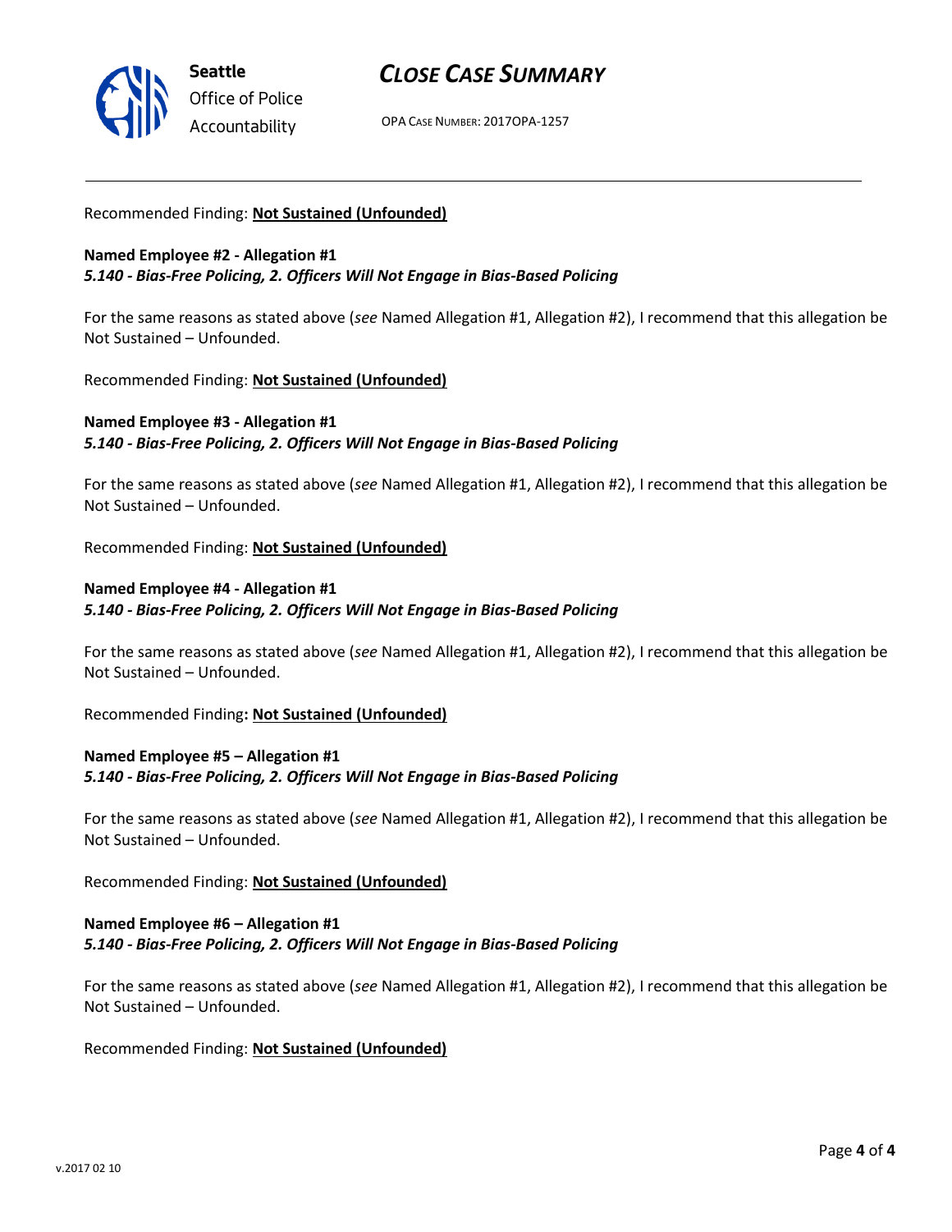Recommended Finding: **Not Sustained (Unfounded)**

**Named Employee #2 - Allegation #1**
***5.140 - Bias-Free Policing, 2. Officers Will Not Engage in Bias-Based Policing***

For the same reasons as stated above (*see* Named Allegation #1, Allegation #2), I recommend that this allegation be Not Sustained – Unfounded.

Recommended Finding: **Not Sustained (Unfounded)**

**Named Employee #3 - Allegation #1**
***5.140 - Bias-Free Policing, 2. Officers Will Not Engage in Bias-Based Policing***

For the same reasons as stated above (*see* Named Allegation #1, Allegation #2), I recommend that this allegation be Not Sustained – Unfounded.

Recommended Finding: **Not Sustained (Unfounded)**

**Named Employee #4 - Allegation #1**
***5.140 - Bias-Free Policing, 2. Officers Will Not Engage in Bias-Based Policing***

For the same reasons as stated above (*see* Named Allegation #1, Allegation #2), I recommend that this allegation be Not Sustained – Unfounded.

Recommended Finding**: Not Sustained (Unfounded)**

**Named Employee #5 – Allegation #1**
***5.140 - Bias-Free Policing, 2. Officers Will Not Engage in Bias-Based Policing***

For the same reasons as stated above (*see* Named Allegation #1, Allegation #2), I recommend that this allegation be Not Sustained – Unfounded.

Recommended Finding: **Not Sustained (Unfounded)**

**Named Employee #6 – Allegation #1**
***5.140 - Bias-Free Policing, 2. Officers Will Not Engage in Bias-Based Policing***

For the same reasons as stated above (*see* Named Allegation #1, Allegation #2), I recommend that this allegation be Not Sustained – Unfounded.

Recommended Finding: **Not Sustained (Unfounded)**